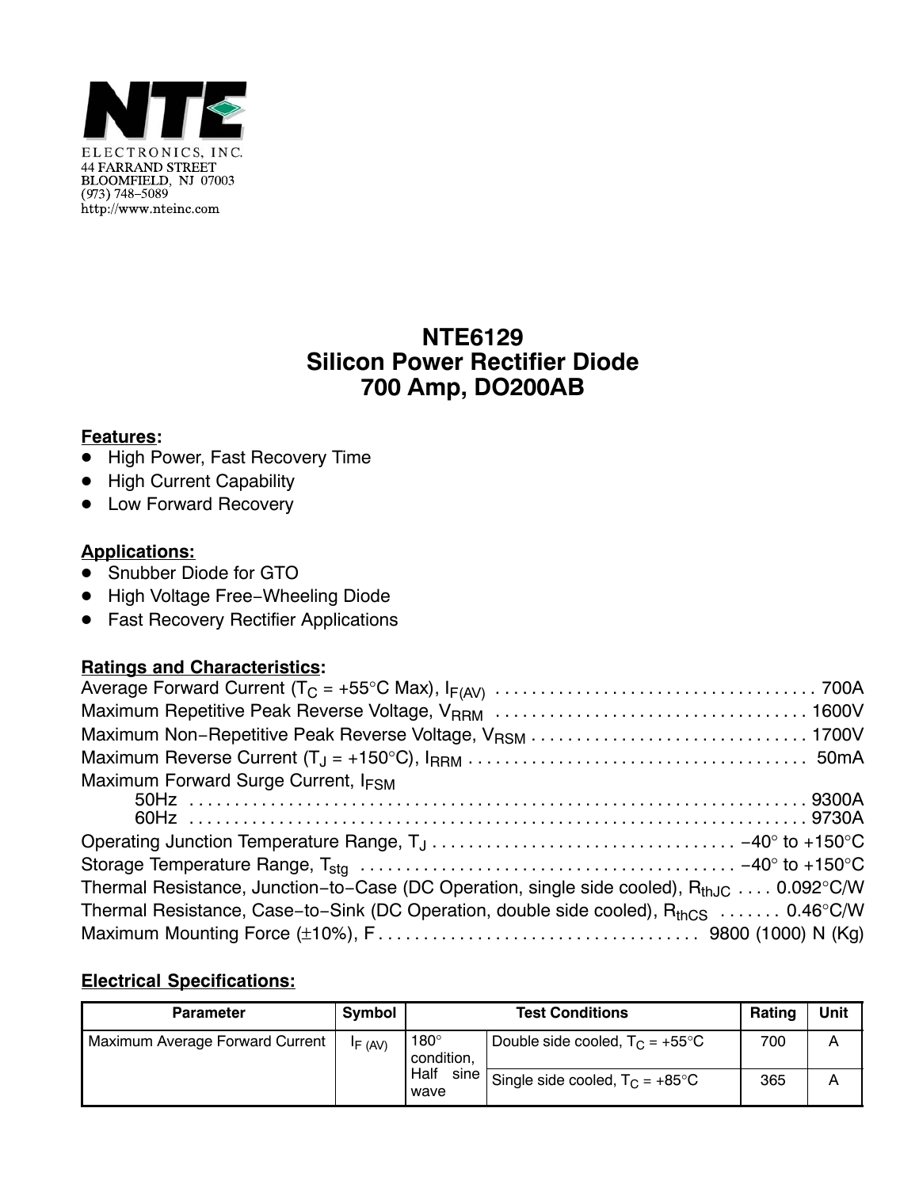NTE ELECTRONICS, INC.
44 FARRAND STREET
BLOOMFIELD, NJ 07003
(973) 748–5089
http://www.nteinc.com

# NTE6129
# Silicon Power Rectifier Diode
# 700 Amp, DO200AB

**Features:**

- High Power, Fast Recovery Time
- High Current Capability
- Low Forward Recovery

**Applications:**

- Snubber Diode for GTO
- High Voltage Free–Wheeling Diode
- Fast Recovery Rectifier Applications

**Ratings and Characteristics:**

Average Forward Current ($T_C$ = +55°C Max), $I_{F(AV)}$ . . . . . . . . . . 700A
Maximum Repetitive Peak Reverse Voltage, $V_{RRM}$ . . . . . . . . . . 1600V
Maximum Non–Repetitive Peak Reverse Voltage, $V_{RSM}$ . . . . . . . . . . 1700V
Maximum Reverse Current ($T_J$ = +150°C), $I_{RRM}$ . . . . . . . . . . 50mA
Maximum Forward Surge Current, $I_{FSM}$
  50Hz . . . . . . . . . . 9300A
  60Hz . . . . . . . . . . 9730A
Operating Junction Temperature Range, $T_J$ . . . . . . . . . . −40° to +150°C
Storage Temperature Range, $T_{stg}$ . . . . . . . . . . −40° to +150°C
Thermal Resistance, Junction–to–Case (DC Operation, single side cooled), $R_{thJC}$ . . . . 0.092°C/W
Thermal Resistance, Case–to–Sink (DC Operation, double side cooled), $R_{thCS}$ . . . . . . . 0.46°C/W
Maximum Mounting Force (±10%), F . . . . . . . . . . 9800 (1000) N (Kg)

**Electrical Specifications:**

| Parameter | Symbol | Test Conditions | | Rating | Unit |
|---|---|---|---|---|---|
| Maximum Average Forward Current | $I_{F(AV)}$ | 180° condition, Half sine wave | Double side cooled, $T_C$ = +55°C | 700 | A |
| | | | Single side cooled, $T_C$ = +85°C | 365 | A |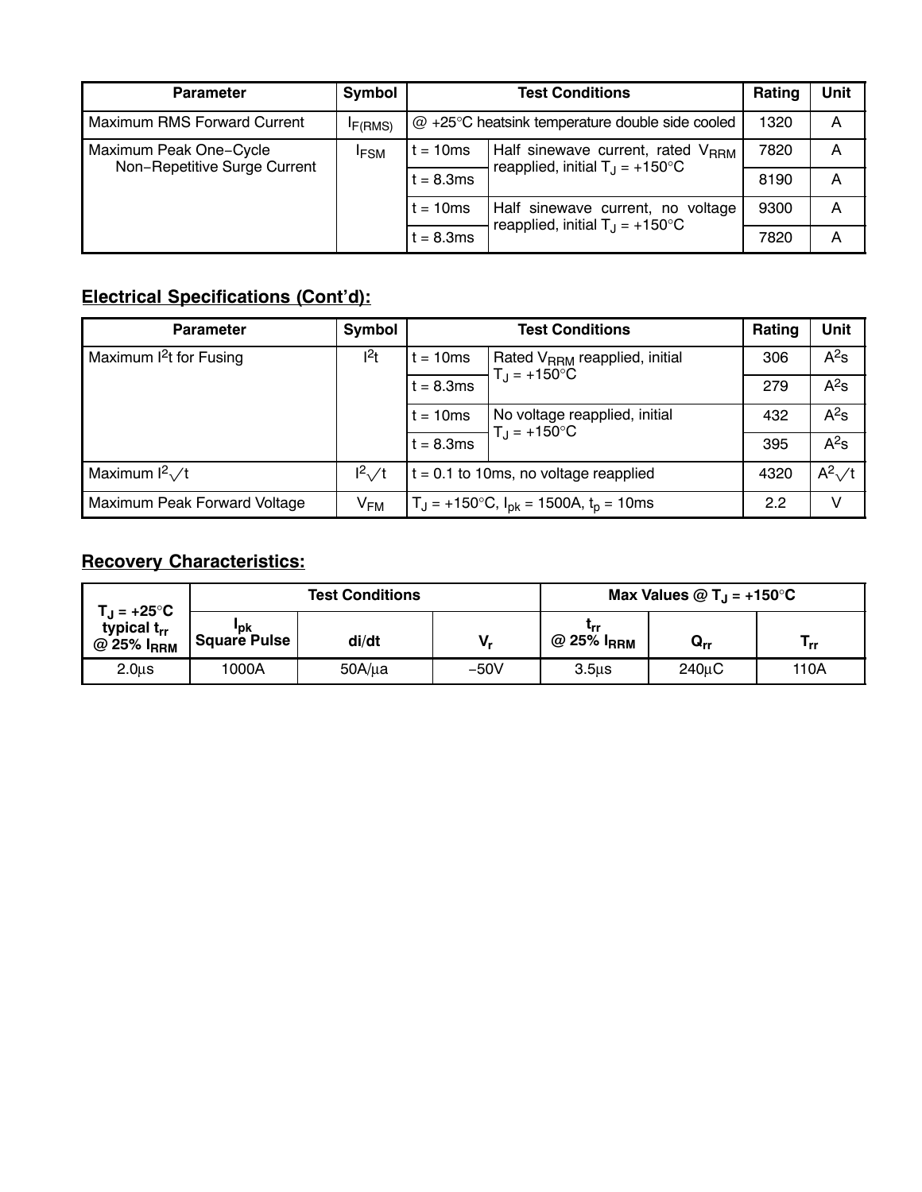| Parameter | Symbol | Test Conditions | | Rating | Unit |
|---|---|---|---|---|---|
| Maximum RMS Forward Current | $I_{F(RMS)}$ | @ +25°C heatsink temperature double side cooled | | 1320 | A |
| Maximum Peak One−Cycle Non−Repetitive Surge Current | $I_{FSM}$ | t = 10ms | Half sinewave current, rated $V_{RRM}$ reapplied, initial $T_J$ = +150°C | 7820 | A |
| | | t = 8.3ms | | 8190 | A |
| | | t = 10ms | Half sinewave current, no voltage reapplied, initial $T_J$ = +150°C | 9300 | A |
| | | t = 8.3ms | | 7820 | A |

## Electrical Specifications (Cont'd):

| Parameter | Symbol | Test Conditions | | Rating | Unit |
|---|---|---|---|---|---|
| Maximum $I^2t$ for Fusing | $I^2t$ | t = 10ms | Rated $V_{RRM}$ reapplied, initial $T_J$ = +150°C | 306 | $A^2s$ |
| | | t = 8.3ms | | 279 | $A^2s$ |
| | | t = 10ms | No voltage reapplied, initial $T_J$ = +150°C | 432 | $A^2s$ |
| | | t = 8.3ms | | 395 | $A^2s$ |
| Maximum $I^2\sqrt{t}$ | $I^2\sqrt{t}$ | t = 0.1 to 10ms, no voltage reapplied | | 4320 | $A^2\sqrt{t}$ |
| Maximum Peak Forward Voltage | $V_{FM}$ | $T_J$ = +150°C, $I_{pk}$ = 1500A, $t_p$ = 10ms | | 2.2 | V |

## Recovery Characteristics:

| $T_J$ = +25°C typical $t_{rr}$ @ 25% $I_{RRM}$ | Test Conditions | | | Max Values @ $T_J$ = +150°C | | |
|---|---|---|---|---|---|---|
| | $I_{pk}$ Square Pulse | di/dt | $V_r$ | $t_{rr}$ @ 25% $I_{RRM}$ | $Q_{rr}$ | $T_{rr}$ |
| 2.0μs | 1000A | 50A/μa | −50V | 3.5μs | 240μC | 110A |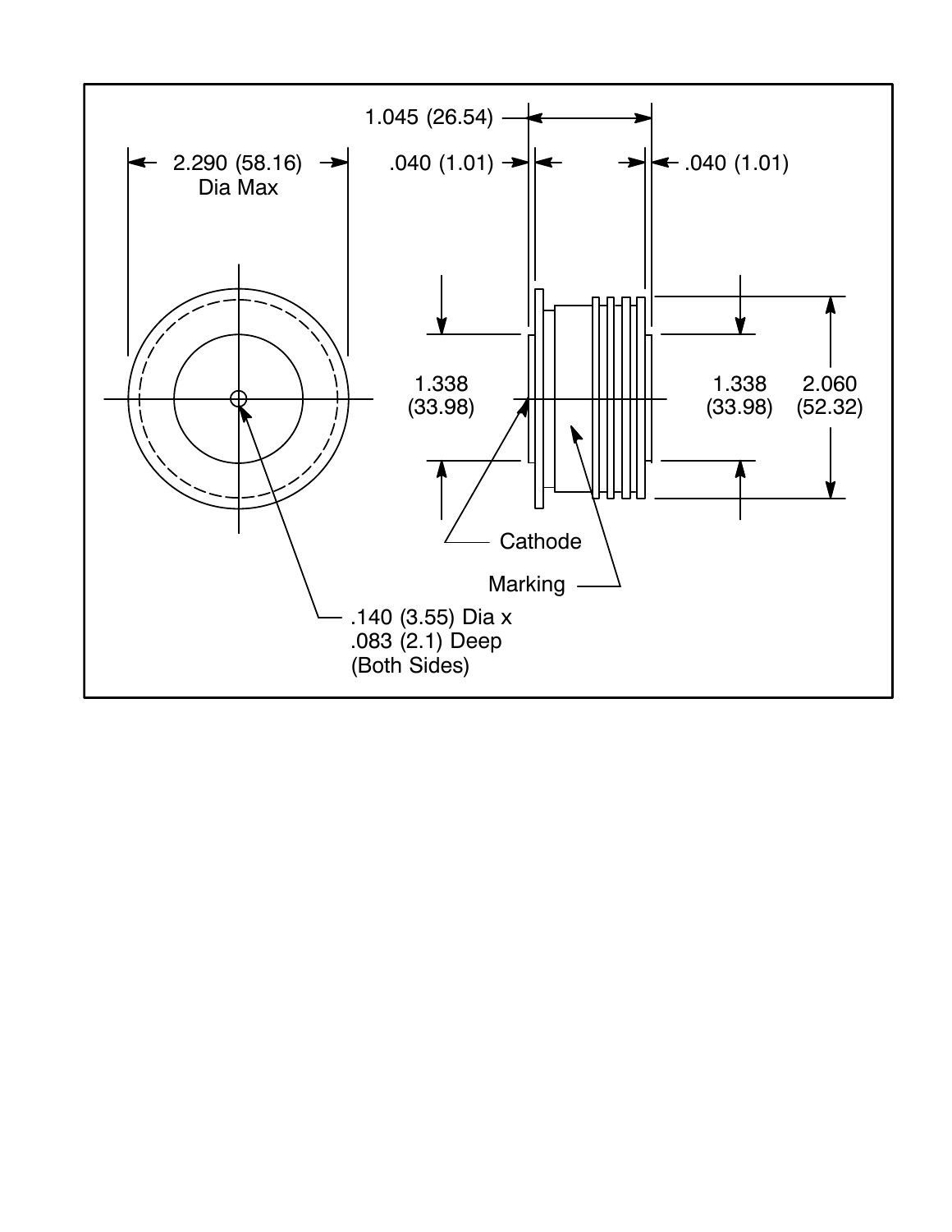2.290 (58.16)
Dia Max

1.045 (26.54)

.040 (1.01)

.040 (1.01)

1.338
(33.98)

1.338
(33.98)

2.060
(52.32)

Cathode

Marking

.140 (3.55) Dia x
.083 (2.1) Deep
(Both Sides)